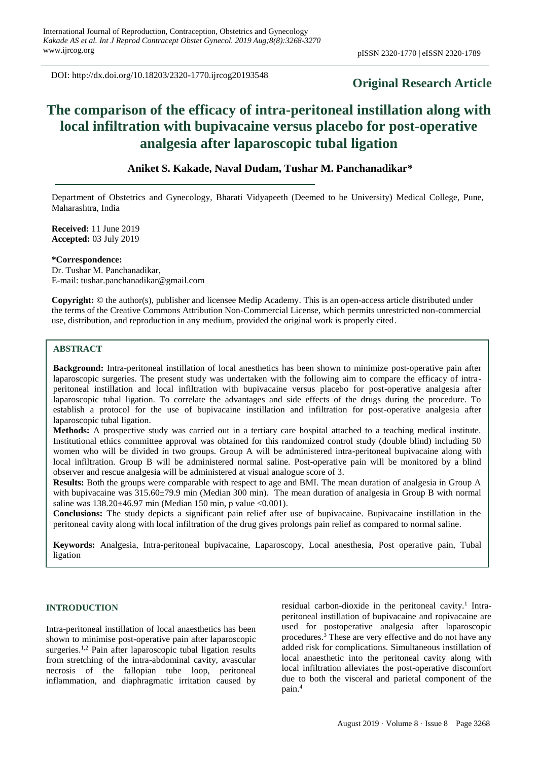DOI: http://dx.doi.org/10.18203/2320-1770.ijrcog20193548

**Original Research Article**

# The comparison of the efficacy of intra-peritoneal instillation along with local infiltration with bupivacaine versus placebo for post-operative analgesia after laparoscopic tubal ligation

**Aniket S. Kakade, Naval Dudam, Tushar M. Panchanadikar***

Department of Obstetrics and Gynecology, Bharati Vidyapeeth (Deemed to be University) Medical College, Pune, Maharashtra, India

**Received:** 11 June 2019
**Accepted:** 03 July 2019

**\*Correspondence:**
Dr. Tushar M. Panchanadikar,
E-mail: tushar.panchanadikar@gmail.com

**Copyright:** © the author(s), publisher and licensee Medip Academy. This is an open-access article distributed under the terms of the Creative Commons Attribution Non-Commercial License, which permits unrestricted non-commercial use, distribution, and reproduction in any medium, provided the original work is properly cited.

## ABSTRACT

**Background:** Intra-peritoneal instillation of local anesthetics has been shown to minimize post-operative pain after laparoscopic surgeries. The present study was undertaken with the following aim to compare the efficacy of intra-peritoneal instillation and local infiltration with bupivacaine versus placebo for post-operative analgesia after laparoscopic tubal ligation. To correlate the advantages and side effects of the drugs during the procedure. To establish a protocol for the use of bupivacaine instillation and infiltration for post-operative analgesia after laparoscopic tubal ligation.

**Methods:** A prospective study was carried out in a tertiary care hospital attached to a teaching medical institute. Institutional ethics committee approval was obtained for this randomized control study (double blind) including 50 women who will be divided in two groups. Group A will be administered intra-peritoneal bupivacaine along with local infiltration. Group B will be administered normal saline. Post-operative pain will be monitored by a blind observer and rescue analgesia will be administered at visual analogue score of 3.

**Results:** Both the groups were comparable with respect to age and BMI. The mean duration of analgesia in Group A with bupivacaine was 315.60±79.9 min (Median 300 min). The mean duration of analgesia in Group B with normal saline was 138.20±46.97 min (Median 150 min, p value <0.001).

**Conclusions:** The study depicts a significant pain relief after use of bupivacaine. Bupivacaine instillation in the peritoneal cavity along with local infiltration of the drug gives prolongs pain relief as compared to normal saline.

**Keywords:** Analgesia, Intra-peritoneal bupivacaine, Laparoscopy, Local anesthesia, Post operative pain, Tubal ligation

## INTRODUCTION

Intra-peritoneal instillation of local anaesthetics has been shown to minimise post-operative pain after laparoscopic surgeries.[1,2] Pain after laparoscopic tubal ligation results from stretching of the intra-abdominal cavity, avascular necrosis of the fallopian tube loop, peritoneal inflammation, and diaphragmatic irritation caused by residual carbon-dioxide in the peritoneal cavity.[1] Intra-peritoneal instillation of bupivacaine and ropivacaine are used for postoperative analgesia after laparoscopic procedures.[3] These are very effective and do not have any added risk for complications. Simultaneous instillation of local anaesthetic into the peritoneal cavity along with local infiltration alleviates the post-operative discomfort due to both the visceral and parietal component of the pain.[4]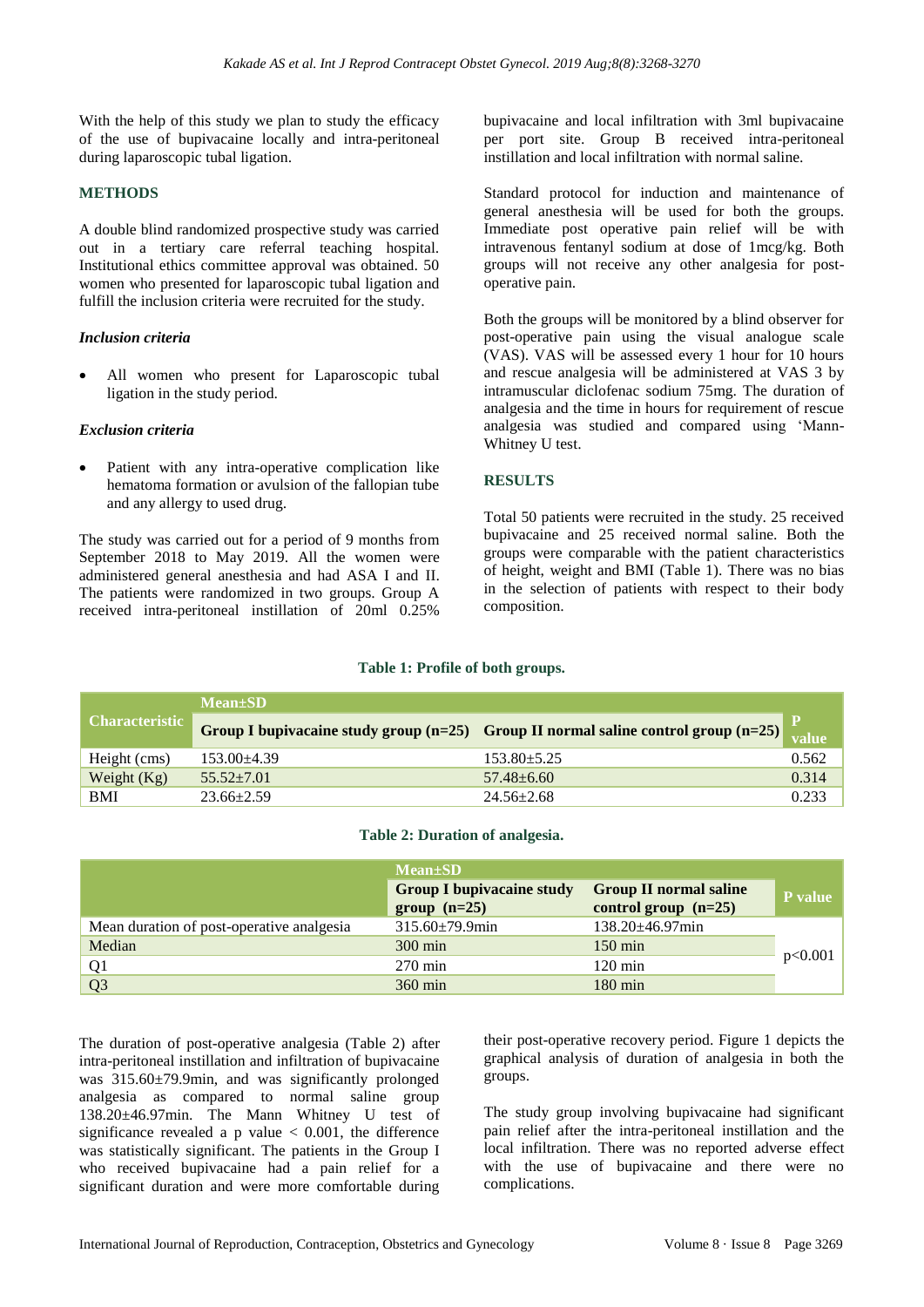With the help of this study we plan to study the efficacy of the use of bupivacaine locally and intra-peritoneal during laparoscopic tubal ligation.

## METHODS

A double blind randomized prospective study was carried out in a tertiary care referral teaching hospital. Institutional ethics committee approval was obtained. 50 women who presented for laparoscopic tubal ligation and fulfill the inclusion criteria were recruited for the study.

### *Inclusion criteria*

- All women who present for Laparoscopic tubal ligation in the study period.

### *Exclusion criteria*

- Patient with any intra-operative complication like hematoma formation or avulsion of the fallopian tube and any allergy to used drug.

The study was carried out for a period of 9 months from September 2018 to May 2019. All the women were administered general anesthesia and had ASA I and II. The patients were randomized in two groups. Group A received intra-peritoneal installation of 20ml 0.25% bupivacaine and local infiltration with 3ml bupivacaine per port site. Group B received intra-peritoneal instillation and local infiltration with normal saline.

Standard protocol for induction and maintenance of general anesthesia will be used for both the groups. Immediate post operative pain relief will be with intravenous fentanyl sodium at dose of 1mcg/kg. Both groups will not receive any other analgesia for post-operative pain.

Both the groups will be monitored by a blind observer for post-operative pain using the visual analogue scale (VAS). VAS will be assessed every 1 hour for 10 hours and rescue analgesia will be administered at VAS 3 by intramuscular diclofenac sodium 75mg. The duration of analgesia and the time in hours for requirement of rescue analgesia was studied and compared using 'Mann-Whitney U test.

## RESULTS

Total 50 patients were recruited in the study. 25 received bupivacaine and 25 received normal saline. Both the groups were comparable with the patient characteristics of height, weight and BMI (Table 1). There was no bias in the selection of patients with respect to their body composition.

**Table 1: Profile of both groups.**

| Characteristic | Mean±SD | | P value |
|---|---|---|---|
| | Group I bupivacaine study group (n=25) | Group II normal saline control group (n=25) | |
| Height (cms) | 153.00±4.39 | 153.80±5.25 | 0.562 |
| Weight (Kg) | 55.52±7.01 | 57.48±6.60 | 0.314 |
| BMI | 23.66±2.59 | 24.56±2.68 | 0.233 |

**Table 2: Duration of analgesia.**

| | Mean±SD | | P value |
|---|---|---|---|
| | Group I bupivacaine study group (n=25) | Group II normal saline control group (n=25) | |
| Mean duration of post-operative analgesia | 315.60±79.9min | 138.20±46.97min | |
| Median | 300 min | 150 min | p<0.001 |
| Q1 | 270 min | 120 min | |
| Q3 | 360 min | 180 min | |

The duration of post-operative analgesia (Table 2) after intra-peritoneal instillation and infiltration of bupivacaine was 315.60±79.9min, and was significantly prolonged analgesia as compared to normal saline group 138.20±46.97min. The Mann Whitney U test of significance revealed a p value < 0.001, the difference was statistically significant. The patients in the Group I who received bupivacaine had a pain relief for a significant duration and were more comfortable during their post-operative recovery period. Figure 1 depicts the graphical analysis of duration of analgesia in both the groups.

The study group involving bupivacaine had significant pain relief after the intra-peritoneal instillation and the local infiltration. There was no reported adverse effect with the use of bupivacaine and there were no complications.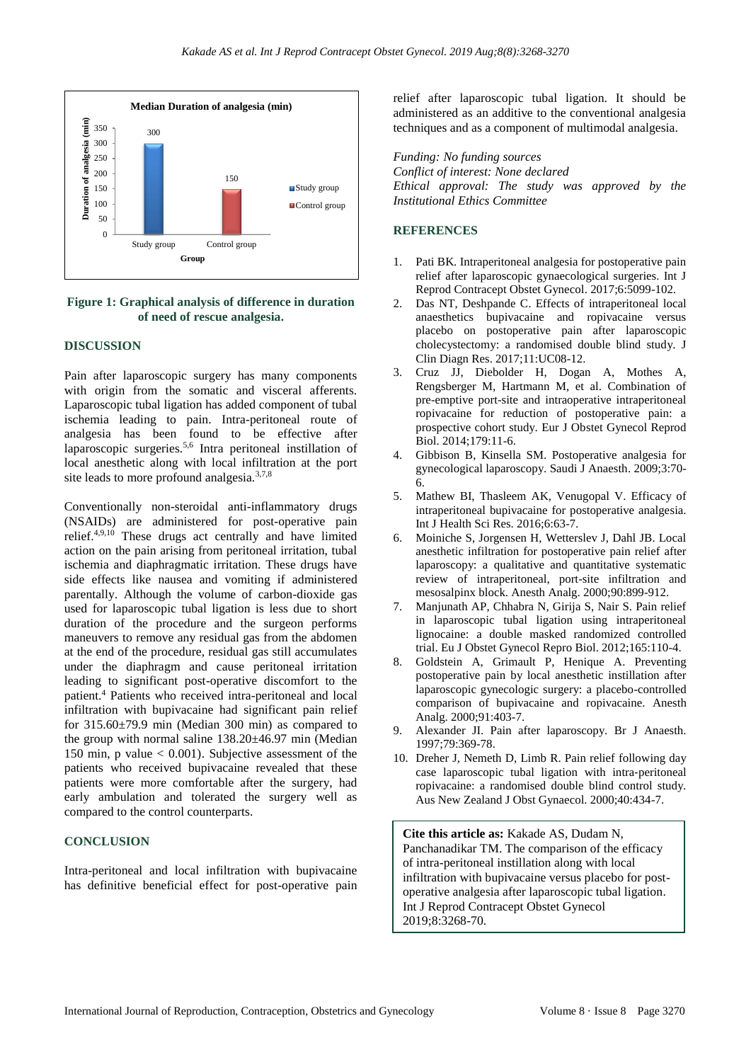Median Duration of analgesia (min)

Duration of analgesia (min)

350
300
250
200
150
100
50
0

300

150

Study group

Control group

Group

Study group

Control group

**Figure 1: Graphical analysis of difference in duration of need of rescue analgesia.**

## DISCUSSION

Pain after laparoscopic surgery has many components with origin from the somatic and visceral afferents. Laparoscopic tubal ligation has added component of tubal ischemia leading to pain. Intra-peritoneal route of analgesia has been found to be effective after laparoscopic surgeries.[5,6] Intra peritoneal instillation of local anesthetic along with local infiltration at the port site leads to more profound analgesia.[3,7,8]

Conventionally non-steroidal anti-inflammatory drugs (NSAIDs) are administered for post-operative pain relief.[4,9,10] These drugs act centrally and have limited action on the pain arising from peritoneal irritation, tubal ischemia and diaphragmatic irritation. These drugs have side effects like nausea and vomiting if administered parentally. Although the volume of carbon-dioxide gas used for laparoscopic tubal ligation is less due to short duration of the procedure and the surgeon performs maneuvers to remove any residual gas from the abdomen at the end of the procedure, residual gas still accumulates under the diaphragm and cause peritoneal irritation leading to significant post-operative discomfort to the patient.[4] Patients who received intra-peritoneal and local infiltration with bupivacaine had significant pain relief for 315.60±79.9 min (Median 300 min) as compared to the group with normal saline 138.20±46.97 min (Median 150 min, p value $< 0.001$). Subjective assessment of the patients who received bupivacaine revealed that these patients were more comfortable after the surgery, had early ambulation and tolerated the surgery well as compared to the control counterparts.

## CONCLUSION

Intra-peritoneal and local infiltration with bupivacaine has definitive beneficial effect for post-operative pain relief after laparoscopic tubal ligation. It should be administered as an additive to the conventional analgesia techniques and as a component of multimodal analgesia.

*Funding: No funding sources*
*Conflict of interest: None declared*
*Ethical approval: The study was approved by the Institutional Ethics Committee*

## REFERENCES

1. Pati BK. Intraperitoneal analgesia for postoperative pain relief after laparoscopic gynaecological surgeries. Int J Reprod Contracept Obstet Gynecol. 2017;6:5099-102.
2. Das NT, Deshpande C. Effects of intraperitoneal local anaesthetics bupivacaine and ropivacaine versus placebo on postoperative pain after laparoscopic cholecystectomy: a randomised double blind study. J Clin Diagn Res. 2017;11:UC08-12.
3. Cruz JJ, Diebolder H, Dogan A, Mothes A, Rengsberger M, Hartmann M, et al. Combination of pre-emptive port-site and intraoperative intraperitoneal ropivacaine for reduction of postoperative pain: a prospective cohort study. Eur J Obstet Gynecol Reprod Biol. 2014;179:11-6.
4. Gibbison B, Kinsella SM. Postoperative analgesia for gynecological laparoscopy. Saudi J Anaesth. 2009;3:70-6.
5. Mathew BI, Thasleem AK, Venugopal V. Efficacy of intraperitoneal bupivacaine for postoperative analgesia. Int J Health Sci Res. 2016;6:63-7.
6. Moiniche S, Jorgensen H, Wetterslev J, Dahl JB. Local anesthetic infiltration for postoperative pain relief after laparoscopy: a qualitative and quantitative systematic review of intraperitoneal, port-site infiltration and mesosalpinx block. Anesth Analg. 2000;90:899-912.
7. Manjunath AP, Chhabra N, Girija S, Nair S. Pain relief in laparoscopic tubal ligation using intraperitoneal lignocaine: a double masked randomized controlled trial. Eu J Obstet Gynecol Repro Biol. 2012;165:110-4.
8. Goldstein A, Grimault P, Henique A. Preventing postoperative pain by local anesthetic instillation after laparoscopic gynecologic surgery: a placebo-controlled comparison of bupivacaine and ropivacaine. Anesth Analg. 2000;91:403-7.
9. Alexander JI. Pain after laparoscopy. Br J Anaesth. 1997;79:369-78.
10. Dreher J, Nemeth D, Limb R. Pain relief following day case laparoscopic tubal ligation with intra-peritoneal ropivacaine: a randomised double blind control study. Aus New Zealand J Obst Gynaecol. 2000;40:434-7.

**Cite this article as:** Kakade AS, Dudam N, Panchanadikar TM. The comparison of the efficacy of intra-peritoneal instillation along with local infiltration with bupivacaine versus placebo for post-operative analgesia after laparoscopic tubal ligation. Int J Reprod Contracept Obstet Gynecol 2019;8:3268-70.